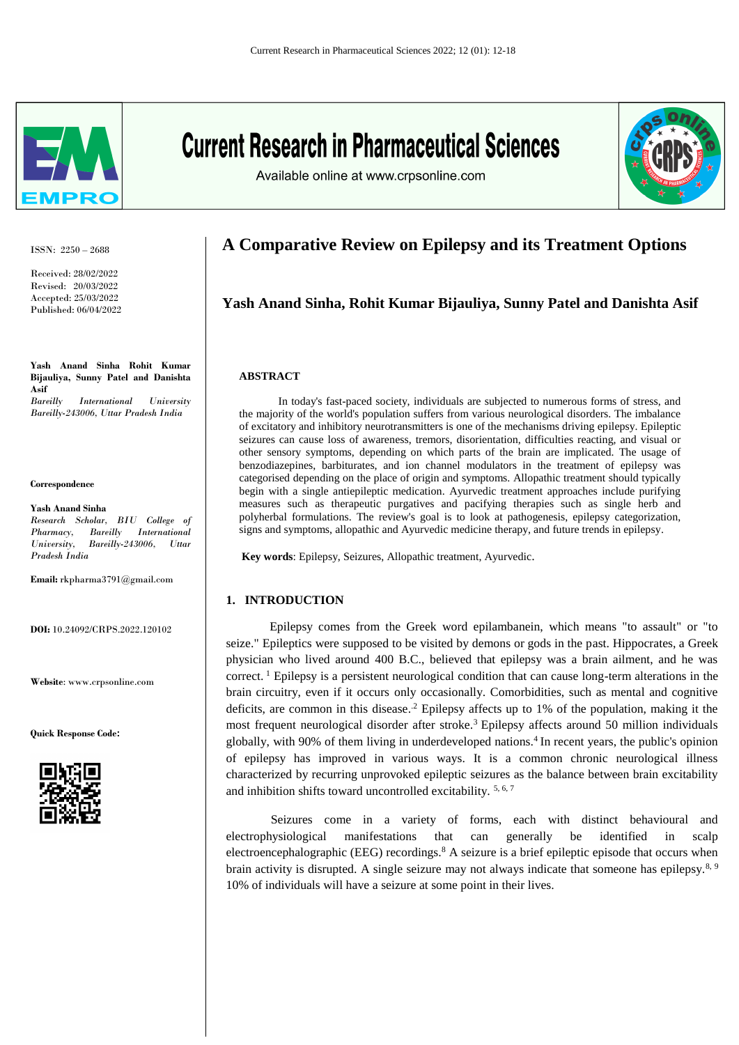# A Comparative Review on Epilepsy and its Treatment Options

**Yash Anand Sinha, Rohit Kumar Bijauliya, Sunny Patel and Danishta Asif**

ISSN: 2250 – 2688

Received: 28/02/2022
Revised: 20/03/2022
Accepted: 25/03/2022
Published: 06/04/2022

**Yash Anand Sinha Rohit Kumar Bijauliya, Sunny Patel and Danishta Asif**
*Bareilly International University Bareilly-243006, Uttar Pradesh India*

**Correspondence**

**Yash Anand Sinha**
*Research Scholar, BIU College of Pharmacy, Bareilly International University, Bareilly-243006, Uttar Pradesh India*

**Email:** rkpharma3791@gmail.com

**DOI:** 10.24092/CRPS.2022.120102

**Website**: www.crpsonline.com

**Quick Response Code:**

## ABSTRACT

In today's fast-paced society, individuals are subjected to numerous forms of stress, and the majority of the world's population suffers from various neurological disorders. The imbalance of excitatory and inhibitory neurotransmitters is one of the mechanisms driving epilepsy. Epileptic seizures can cause loss of awareness, tremors, disorientation, difficulties reacting, and visual or other sensory symptoms, depending on which parts of the brain are implicated. The usage of benzodiazepines, barbiturates, and ion channel modulators in the treatment of epilepsy was categorised depending on the place of origin and symptoms. Allopathic treatment should typically begin with a single antiepileptic medication. Ayurvedic treatment approaches include purifying measures such as therapeutic purgatives and pacifying therapies such as single herb and polyherbal formulations. The review's goal is to look at pathogenesis, epilepsy categorization, signs and symptoms, allopathic and Ayurvedic medicine therapy, and future trends in epilepsy.

**Key words**: Epilepsy, Seizures, Allopathic treatment, Ayurvedic.

## 1. INTRODUCTION

Epilepsy comes from the Greek word epilambanein, which means "to assault" or "to seize." Epileptics were supposed to be visited by demons or gods in the past. Hippocrates, a Greek physician who lived around 400 B.C., believed that epilepsy was a brain ailment, and he was correct. [1] Epilepsy is a persistent neurological condition that can cause long-term alterations in the brain circuitry, even if it occurs only occasionally. Comorbidities, such as mental and cognitive deficits, are common in this disease. [2] Epilepsy affects up to 1% of the population, making it the most frequent neurological disorder after stroke. [3] Epilepsy affects around 50 million individuals globally, with 90% of them living in underdeveloped nations. [4] In recent years, the public's opinion of epilepsy has improved in various ways. It is a common chronic neurological illness characterized by recurring unprovoked epileptic seizures as the balance between brain excitability and inhibition shifts toward uncontrolled excitability. [5, 6, 7]

Seizures come in a variety of forms, each with distinct behavioural and electrophysiological manifestations that can generally be identified in scalp electroencephalographic (EEG) recordings. [8] A seizure is a brief epileptic episode that occurs when brain activity is disrupted. A single seizure may not always indicate that someone has epilepsy. [8, 9] 10% of individuals will have a seizure at some point in their lives.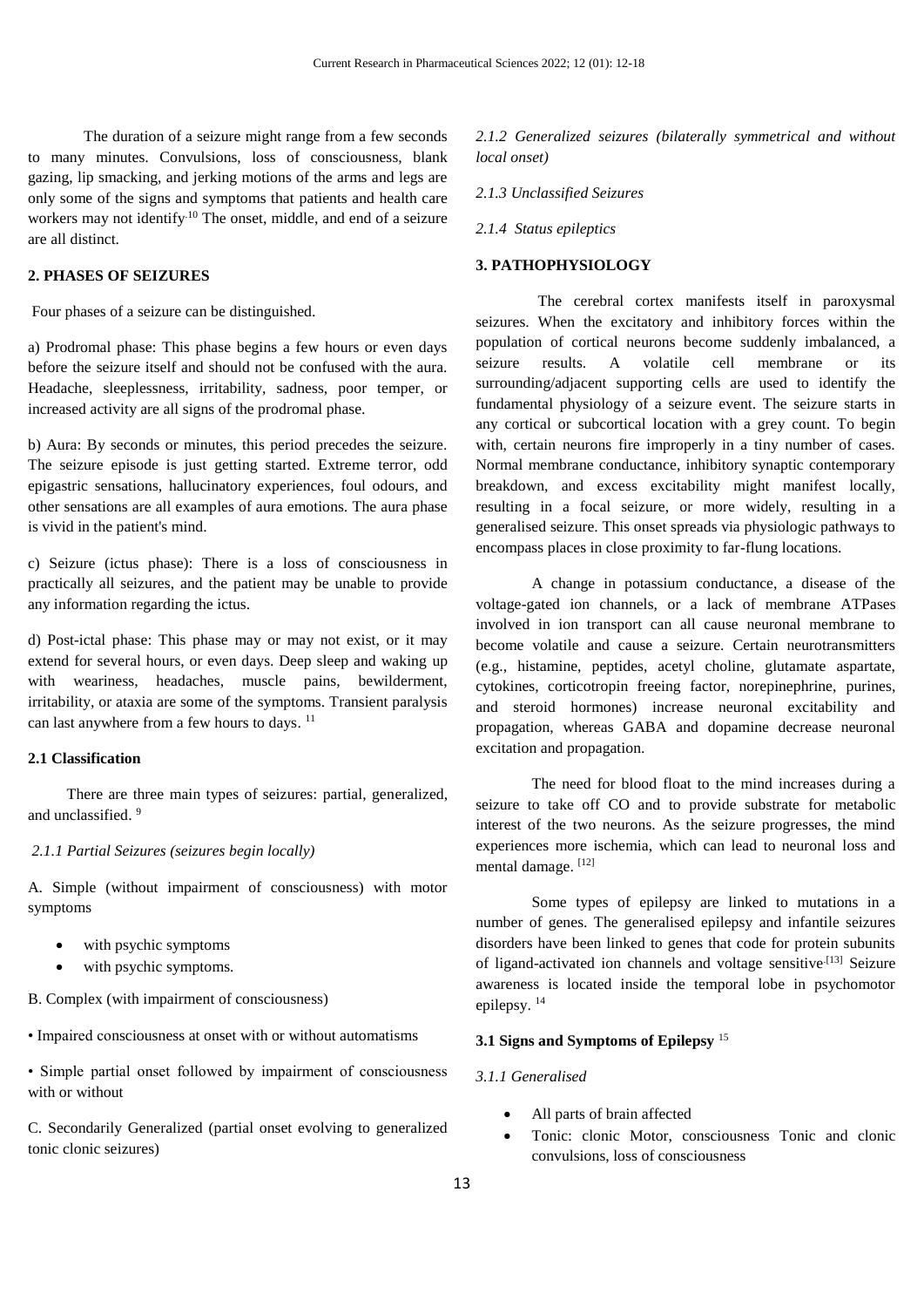The duration of a seizure might range from a few seconds to many minutes. Convulsions, loss of consciousness, blank gazing, lip smacking, and jerking motions of the arms and legs are only some of the signs and symptoms that patients and health care workers may not identify.[10] The onset, middle, and end of a seizure are all distinct.

## 2. PHASES OF SEIZURES

Four phases of a seizure can be distinguished.

a) Prodromal phase: This phase begins a few hours or even days before the seizure itself and should not be confused with the aura. Headache, sleeplessness, irritability, sadness, poor temper, or increased activity are all signs of the prodromal phase.

b) Aura: By seconds or minutes, this period precedes the seizure. The seizure episode is just getting started. Extreme terror, odd epigastric sensations, hallucinatory experiences, foul odours, and other sensations are all examples of aura emotions. The aura phase is vivid in the patient's mind.

c) Seizure (ictus phase): There is a loss of consciousness in practically all seizures, and the patient may be unable to provide any information regarding the ictus.

d) Post-ictal phase: This phase may or may not exist, or it may extend for several hours, or even days. Deep sleep and waking up with weariness, headaches, muscle pains, bewilderment, irritability, or ataxia are some of the symptoms. Transient paralysis can last anywhere from a few hours to days. [11]

### 2.1 Classification

There are three main types of seizures: partial, generalized, and unclassified. [9]

#### *2.1.1 Partial Seizures (seizures begin locally)*

A. Simple (without impairment of consciousness) with motor symptoms

- with psychic symptoms
- with psychic symptoms.

B. Complex (with impairment of consciousness)

• Impaired consciousness at onset with or without automatisms

• Simple partial onset followed by impairment of consciousness with or without

C. Secondarily Generalized (partial onset evolving to generalized tonic clonic seizures)

#### *2.1.2 Generalized seizures (bilaterally symmetrical and without local onset)*

#### *2.1.3 Unclassified Seizures*

#### *2.1.4 Status epileptics*

## 3. PATHOPHYSIOLOGY

The cerebral cortex manifests itself in paroxysmal seizures. When the excitatory and inhibitory forces within the population of cortical neurons become suddenly imbalanced, a seizure results. A volatile cell membrane or its surrounding/adjacent supporting cells are used to identify the fundamental physiology of a seizure event. The seizure starts in any cortical or subcortical location with a grey count. To begin with, certain neurons fire improperly in a tiny number of cases. Normal membrane conductance, inhibitory synaptic contemporary breakdown, and excess excitability might manifest locally, resulting in a focal seizure, or more widely, resulting in a generalised seizure. This onset spreads via physiologic pathways to encompass places in close proximity to far-flung locations.

A change in potassium conductance, a disease of the voltage-gated ion channels, or a lack of membrane ATPases involved in ion transport can all cause neuronal membrane to become volatile and cause a seizure. Certain neurotransmitters (e.g., histamine, peptides, acetyl choline, glutamate aspartate, cytokines, corticotropin freeing factor, norepinephrine, purines, and steroid hormones) increase neuronal excitability and propagation, whereas GABA and dopamine decrease neuronal excitation and propagation.

The need for blood float to the mind increases during a seizure to take off CO and to provide substrate for metabolic interest of the two neurons. As the seizure progresses, the mind experiences more ischemia, which can lead to neuronal loss and mental damage. [12]

Some types of epilepsy are linked to mutations in a number of genes. The generalised epilepsy and infantile seizures disorders have been linked to genes that code for protein subunits of ligand-activated ion channels and voltage sensitive.[13] Seizure awareness is located inside the temporal lobe in psychomotor epilepsy. [14]

### 3.1 Signs and Symptoms of Epilepsy [15]

#### *3.1.1 Generalised*

- All parts of brain affected
- Tonic: clonic Motor, consciousness Tonic and clonic convulsions, loss of consciousness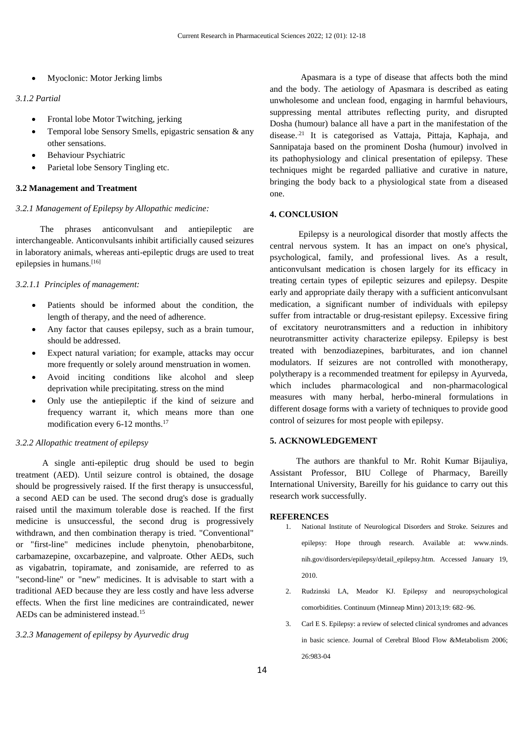- Myoclonic: Motor Jerking limbs

### *3.1.2 Partial*

- Frontal lobe Motor Twitching, jerking
- Temporal lobe Sensory Smells, epigastric sensation & any other sensations.
- Behaviour Psychiatric
- Parietal lobe Sensory Tingling etc.

## 3.2 Management and Treatment

### *3.2.1 Management of Epilepsy by Allopathic medicine:*

The phrases anticonvulsant and antiepileptic are interchangeable. Anticonvulsants inhibit artificially caused seizures in laboratory animals, whereas anti-epileptic drugs are used to treat epilepsies in humans.[16]

#### *3.2.1.1 Principles of management:*

- Patients should be informed about the condition, the length of therapy, and the need of adherence.
- Any factor that causes epilepsy, such as a brain tumour, should be addressed.
- Expect natural variation; for example, attacks may occur more frequently or solely around menstruation in women.
- Avoid inciting conditions like alcohol and sleep deprivation while precipitating. stress on the mind
- Only use the antiepileptic if the kind of seizure and frequency warrant it, which means more than one modification every 6-12 months.[17]

### *3.2.2 Allopathic treatment of epilepsy*

A single anti-epileptic drug should be used to begin treatment (AED). Until seizure control is obtained, the dosage should be progressively raised. If the first therapy is unsuccessful, a second AED can be used. The second drug's dose is gradually raised until the maximum tolerable dose is reached. If the first medicine is unsuccessful, the second drug is progressively withdrawn, and then combination therapy is tried. "Conventional" or "first-line" medicines include phenytoin, phenobarbitone, carbamazepine, oxcarbazepine, and valproate. Other AEDs, such as vigabatrin, topiramate, and zonisamide, are referred to as "second-line" or "new" medicines. It is advisable to start with a traditional AED because they are less costly and have less adverse effects. When the first line medicines are contraindicated, newer AEDs can be administered instead.[15]

### *3.2.3 Management of epilepsy by Ayurvedic drug*

Apasmara is a type of disease that affects both the mind and the body. The aetiology of Apasmara is described as eating unwholesome and unclean food, engaging in harmful behaviours, suppressing mental attributes reflecting purity, and disrupted Dosha (humour) balance all have a part in the manifestation of the disease.[21] It is categorised as Vattaja, Pittaja, Kaphaja, and Sannipataja based on the prominent Dosha (humour) involved in its pathophysiology and clinical presentation of epilepsy. These techniques might be regarded palliative and curative in nature, bringing the body back to a physiological state from a diseased one.

## 4. CONCLUSION

Epilepsy is a neurological disorder that mostly affects the central nervous system. It has an impact on one's physical, psychological, family, and professional lives. As a result, anticonvulsant medication is chosen largely for its efficacy in treating certain types of epileptic seizures and epilepsy. Despite early and appropriate daily therapy with a sufficient anticonvulsant medication, a significant number of individuals with epilepsy suffer from intractable or drug-resistant epilepsy. Excessive firing of excitatory neurotransmitters and a reduction in inhibitory neurotransmitter activity characterize epilepsy. Epilepsy is best treated with benzodiazepines, barbiturates, and ion channel modulators. If seizures are not controlled with monotherapy, polytherapy is a recommended treatment for epilepsy in Ayurveda, which includes pharmacological and non-pharmacological measures with many herbal, herbo-mineral formulations in different dosage forms with a variety of techniques to provide good control of seizures for most people with epilepsy.

## 5. ACKNOWLEDGEMENT

The authors are thankful to Mr. Rohit Kumar Bijauliya, Assistant Professor, BIU College of Pharmacy, Bareilly International University, Bareilly for his guidance to carry out this research work successfully.

## REFERENCES

1. National Institute of Neurological Disorders and Stroke. Seizures and epilepsy: Hope through research. Available at: www.ninds.nih.gov/disorders/epilepsy/detail_epilepsy.htm. Accessed January 19, 2010.
2. Rudzinski LA, Meador KJ. Epilepsy and neuropsychological comorbidities. Continuum (Minneap Minn) 2013;19: 682–96.
3. Carl E S. Epilepsy: a review of selected clinical syndromes and advances in basic science. Journal of Cerebral Blood Flow &Metabolism 2006; 26:983-04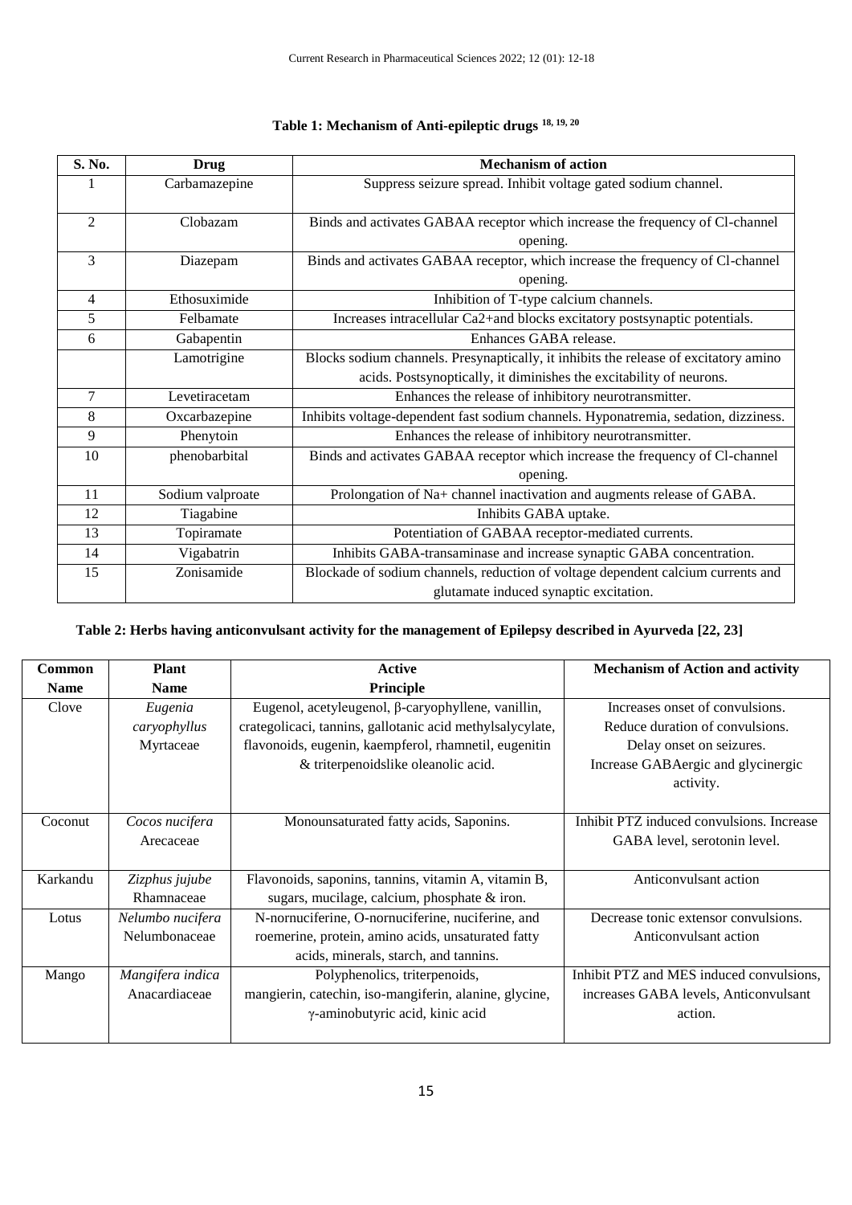**Table 1: Mechanism of Anti-epileptic drugs [18, 19, 20]**

| S. No. | Drug | Mechanism of action |
|---|---|---|
| 1 | Carbamazepine | Suppress seizure spread. Inhibit voltage gated sodium channel. |
| 2 | Clobazam | Binds and activates GABAA receptor which increase the frequency of Cl-channel opening. |
| 3 | Diazepam | Binds and activates GABAA receptor, which increase the frequency of Cl-channel opening. |
| 4 | Ethosuximide | Inhibition of T-type calcium channels. |
| 5 | Felbamate | Increases intracellular Ca2+and blocks excitatory postsynaptic potentials. |
| 6 | Gabapentin | Enhances GABA release. |
| | Lamotrigine | Blocks sodium channels. Presynaptically, it inhibits the release of excitatory amino acids. Postsynoptically, it diminishes the excitability of neurons. |
| 7 | Levetiracetam | Enhances the release of inhibitory neurotransmitter. |
| 8 | Oxcarbazepine | Inhibits voltage-dependent fast sodium channels. Hyponatremia, sedation, dizziness. |
| 9 | Phenytoin | Enhances the release of inhibitory neurotransmitter. |
| 10 | phenobarbital | Binds and activates GABAA receptor which increase the frequency of Cl-channel opening. |
| 11 | Sodium valproate | Prolongation of Na+ channel inactivation and augments release of GABA. |
| 12 | Tiagabine | Inhibits GABA uptake. |
| 13 | Topiramate | Potentiation of GABAA receptor-mediated currents. |
| 14 | Vigabatrin | Inhibits GABA-transaminase and increase synaptic GABA concentration. |
| 15 | Zonisamide | Blockade of sodium channels, reduction of voltage dependent calcium currents and glutamate induced synaptic excitation. |

**Table 2: Herbs having anticonvulsant activity for the management of Epilepsy described in Ayurveda [22, 23]**

| Common Name | Plant Name | Active Principle | Mechanism of Action and activity |
|---|---|---|---|
| Clove | *Eugenia caryophyllus* Myrtaceae | Eugenol, acetyleugenol, β-caryophyllene, vanillin, crategolicaci, tannins, gallotanic acid methylsalycylate, flavonoids, eugenin, kaempferol, rhamnetil, eugenitin & triterpenoidslike oleanolic acid. | Increases onset of convulsions. Reduce duration of convulsions. Delay onset on seizures. Increase GABAergic and glycinergic activity. |
| Coconut | *Cocos nucifera* Arecaceae | Monounsaturated fatty acids, Saponins. | Inhibit PTZ induced convulsions. Increase GABA level, serotonin level. |
| Karkandu | *Zizphus jujube* Rhamnaceae | Flavonoids, saponins, tannins, vitamin A, vitamin B, sugars, mucilage, calcium, phosphate & iron. | Anticonvulsant action |
| Lotus | *Nelumbo nucifera* Nelumbonaceae | N-nornuciferine, O-nornuciferine, nuciferine, and roemerine, protein, amino acids, unsaturated fatty acids, minerals, starch, and tannins. | Decrease tonic extensor convulsions. Anticonvulsant action |
| Mango | *Mangifera indica* Anacardiaceae | Polyphenolics, triterpenoids, mangierin, catechin, iso-mangiferin, alanine, glycine, γ-aminobutyric acid, kinic acid | Inhibit PTZ and MES induced convulsions, increases GABA levels, Anticonvulsant action. |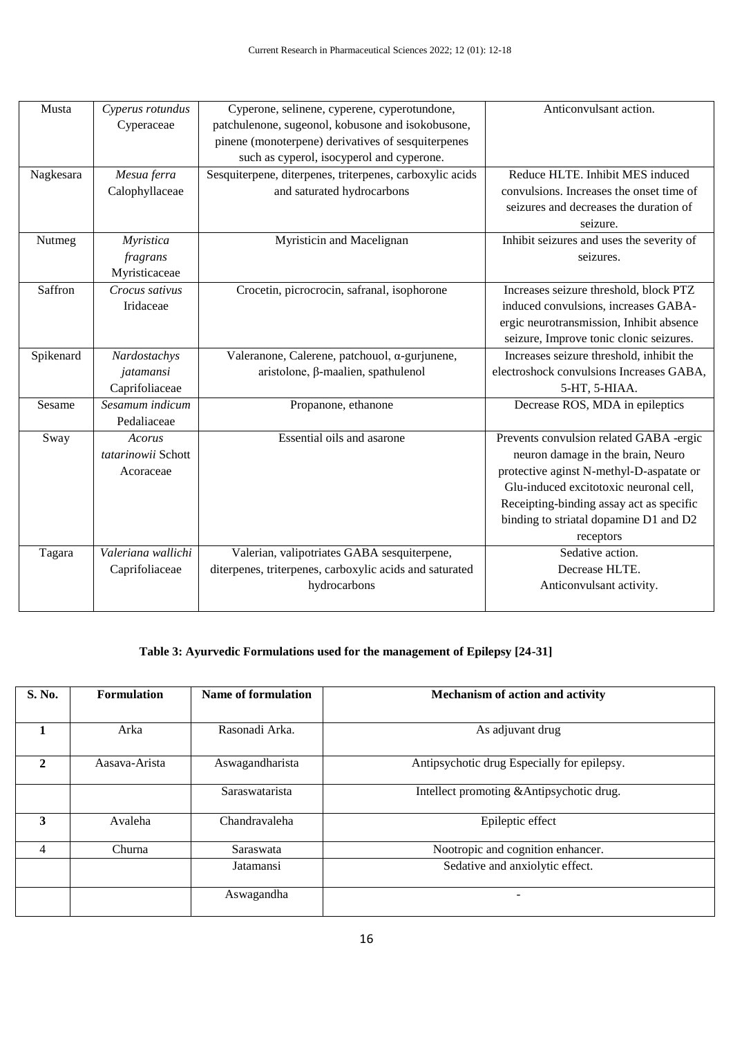| Musta | *Cyperus rotundus* Cyperaceae | Cyperone, selinene, cyperene, cyperotundone, patchulenone, sugeonol, kobusone and isokobusone, pinene (monoterpene) derivatives of sesquiterpenes such as cyperol, isocyperol and cyperone. | Anticonvulsant action. |
|---|---|---|---|
| Nagkesara | *Mesua ferra* Calophyllaceae | Sesquiterpene, diterpenes, triterpenes, carboxylic acids and saturated hydrocarbons | Reduce HLTE. Inhibit MES induced convulsions. Increases the onset time of seizures and decreases the duration of seizure. |
| Nutmeg | *Myristica fragrans* Myristicaceae | Myristicin and Macelignan | Inhibit seizures and uses the severity of seizures. |
| Saffron | *Crocus sativus* Iridaceae | Crocetin, picrocrocin, safranal, isophorone | Increases seizure threshold, block PTZ induced convulsions, increases GABA-ergic neurotransmission, Inhibit absence seizure, Improve tonic clonic seizures. |
| Spikenard | *Nardostachys jatamansi* Caprifoliaceae | Valeranone, Calerene, patchouol, α-gurjunene, aristolone, β-maalien, spathulenol | Increases seizure threshold, inhibit the electroshock convulsions Increases GABA, 5-HT, 5-HIAA. |
| Sesame | *Sesamum indicum* Pedaliaceae | Propanone, ethanone | Decrease ROS, MDA in epileptics |
| Sway | *Acorus tatarinowii* Schott Acoraceae | Essential oils and asarone | Prevents convulsion related GABA -ergic neuron damage in the brain, Neuro protective aginst N-methyl-D-aspatate or Glu-induced excitotoxic neuronal cell, Receipting-binding assay act as specific binding to striatal dopamine D1 and D2 receptors |
| Tagara | *Valeriana wallichi* Caprifoliaceae | Valerian, valipotriates GABA sesquiterpene, diterpenes, triterpenes, carboxylic acids and saturated hydrocarbons | Sedative action. Decrease HLTE. Anticonvulsant activity. |

**Table 3: Ayurvedic Formulations used for the management of Epilepsy [24-31]**

| S. No. | Formulation | Name of formulation | Mechanism of action and activity |
|---|---|---|---|
| **1** | Arka | Rasonadi Arka. | As adjuvant drug |
| **2** | Aasava-Arista | Aswagandharista | Antipsychotic drug Especially for epilepsy. |
| | | Saraswatarista | Intellect promoting &Antipsychotic drug. |
| **3** | Avaleha | Chandravaleha | Epileptic effect |
| 4 | Churna | Saraswata | Nootropic and cognition enhancer. |
| | | Jatamansi | Sedative and anxiolytic effect. |
| | | Aswagandha | - |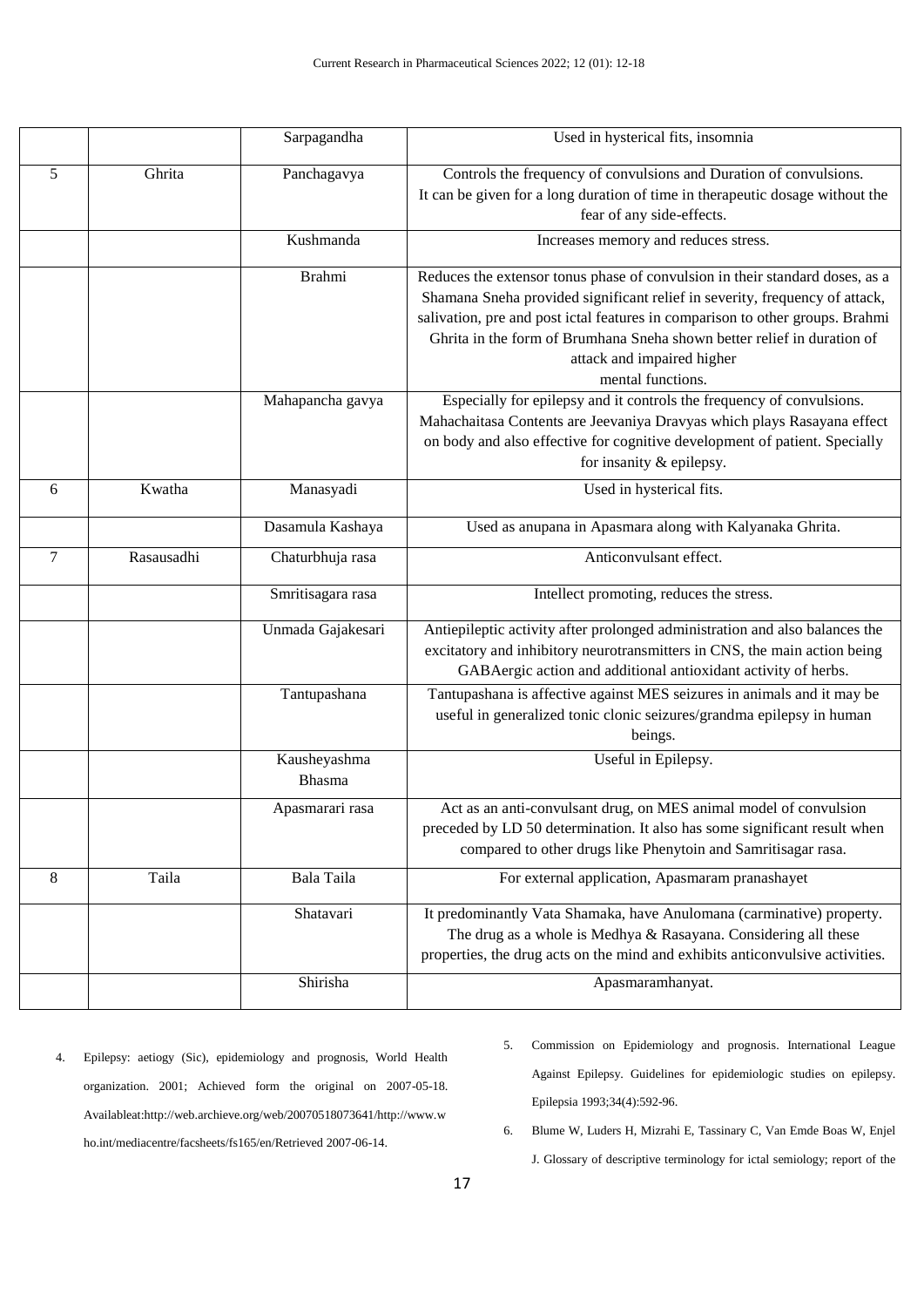| | | Sarpagandha | Used in hysterical fits, insomnia |
|---|---|---|---|
| 5 | Ghrita | Panchagavya | Controls the frequency of convulsions and Duration of convulsions. It can be given for a long duration of time in therapeutic dosage without the fear of any side-effects. |
| | | Kushmanda | Increases memory and reduces stress. |
| | | Brahmi | Reduces the extensor tonus phase of convulsion in their standard doses, as a Shamana Sneha provided significant relief in severity, frequency of attack, salivation, pre and post ictal features in comparison to other groups. Brahmi Ghrita in the form of Brumhana Sneha shown better relief in duration of attack and impaired higher mental functions. |
| | | Mahapancha gavya | Especially for epilepsy and it controls the frequency of convulsions. Mahachaitasa Contents are Jeevaniya Dravyas which plays Rasayana effect on body and also effective for cognitive development of patient. Specially for insanity & epilepsy. |
| 6 | Kwatha | Manasyadi | Used in hysterical fits. |
| | | Dasamula Kashaya | Used as anupana in Apasmara along with Kalyanaka Ghrita. |
| 7 | Rasausadhi | Chaturbhuja rasa | Anticonvulsant effect. |
| | | Smritisagara rasa | Intellect promoting, reduces the stress. |
| | | Unmada Gajakesari | Antiepileptic activity after prolonged administration and also balances the excitatory and inhibitory neurotransmitters in CNS, the main action being GABAergic action and additional antioxidant activity of herbs. |
| | | Tantupashana | Tantupashana is affective against MES seizures in animals and it may be useful in generalized tonic clonic seizures/grandma epilepsy in human beings. |
| | | Kausheyashma Bhasma | Useful in Epilepsy. |
| | | Apasmarari rasa | Act as an anti-convulsant drug, on MES animal model of convulsion preceded by LD 50 determination. It also has some significant result when compared to other drugs like Phenytoin and Samritisagar rasa. |
| 8 | Taila | Bala Taila | For external application, Apasmaram pranashayet |
| | | Shatavari | It predominantly Vata Shamaka, have Anulomana (carminative) property. The drug as a whole is Medhya & Rasayana. Considering all these properties, the drug acts on the mind and exhibits anticonvulsive activities. |
| | | Shirisha | Apasmaramhanyat. |

4. Epilepsy: aetiogy (Sic), epidemiology and prognosis, World Health organization. 2001; Achieved form the original on 2007-05-18. Availableat:http://web.archieve.org/web/20070518073641/http://www.who.int/mediacentre/facsheets/fs165/en/Retrieved 2007-06-14.
5. Commission on Epidemiology and prognosis. International League Against Epilepsy. Guidelines for epidemiologic studies on epilepsy. Epilepsia 1993;34(4):592-96.
6. Blume W, Luders H, Mizrahi E, Tassinary C, Van Emde Boas W, Enjel J. Glossary of descriptive terminology for ictal semiology; report of the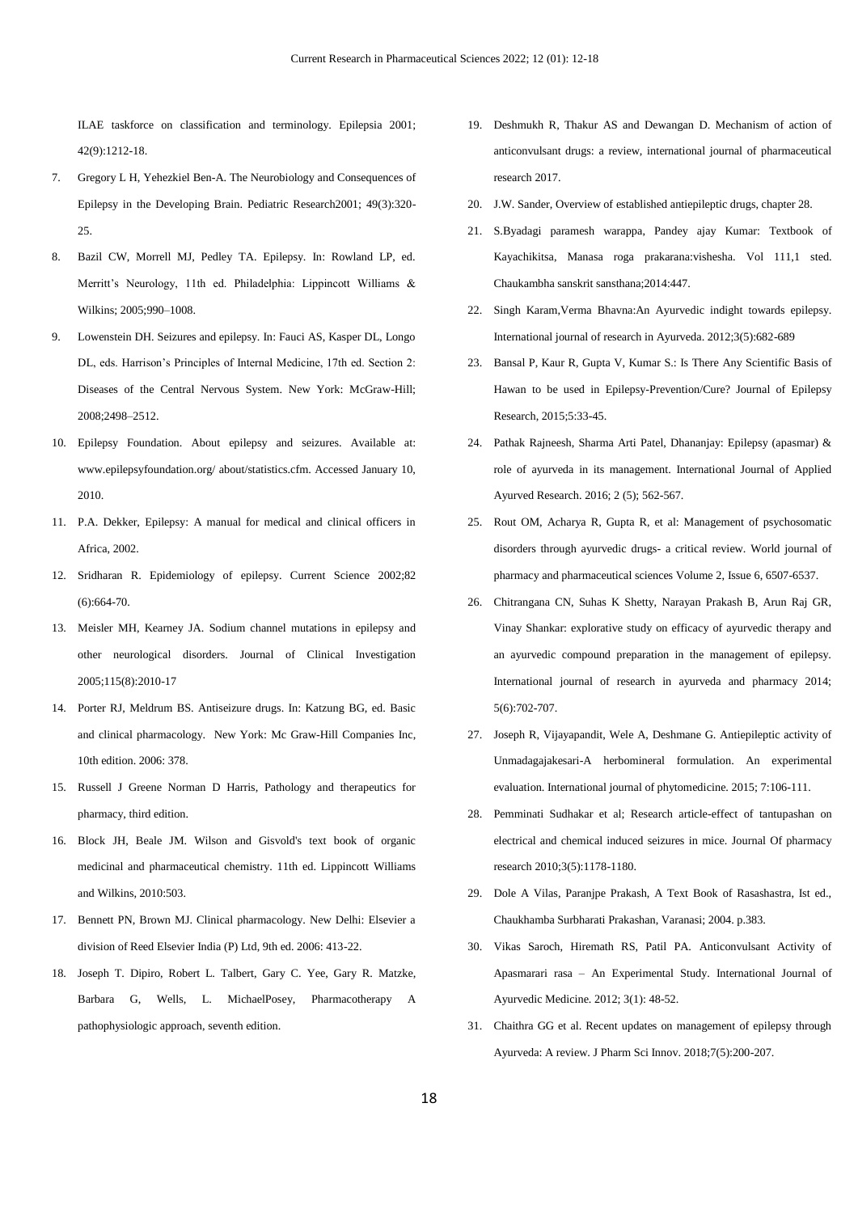ILAE taskforce on classification and terminology. Epilepsia 2001; 42(9):1212-18.

7. Gregory L H, Yehezkiel Ben-A. The Neurobiology and Consequences of Epilepsy in the Developing Brain. Pediatric Research2001; 49(3):320-25.
8. Bazil CW, Morrell MJ, Pedley TA. Epilepsy. In: Rowland LP, ed. Merritt's Neurology, 11th ed. Philadelphia: Lippincott Williams & Wilkins; 2005;990–1008.
9. Lowenstein DH. Seizures and epilepsy. In: Fauci AS, Kasper DL, Longo DL, eds. Harrison's Principles of Internal Medicine, 17th ed. Section 2: Diseases of the Central Nervous System. New York: McGraw-Hill; 2008;2498–2512.
10. Epilepsy Foundation. About epilepsy and seizures. Available at: www.epilepsyfoundation.org/ about/statistics.cfm. Accessed January 10, 2010.
11. P.A. Dekker, Epilepsy: A manual for medical and clinical officers in Africa, 2002.
12. Sridharan R. Epidemiology of epilepsy. Current Science 2002;82 (6):664-70.
13. Meisler MH, Kearney JA. Sodium channel mutations in epilepsy and other neurological disorders. Journal of Clinical Investigation 2005;115(8):2010-17
14. Porter RJ, Meldrum BS. Antiseizure drugs. In: Katzung BG, ed. Basic and clinical pharmacology. New York: Mc Graw-Hill Companies Inc, 10th edition. 2006: 378.
15. Russell J Greene Norman D Harris, Pathology and therapeutics for pharmacy, third edition.
16. Block JH, Beale JM. Wilson and Gisvold's text book of organic medicinal and pharmaceutical chemistry. 11th ed. Lippincott Williams and Wilkins, 2010:503.
17. Bennett PN, Brown MJ. Clinical pharmacology. New Delhi: Elsevier a division of Reed Elsevier India (P) Ltd, 9th ed. 2006: 413-22.
18. Joseph T. Dipiro, Robert L. Talbert, Gary C. Yee, Gary R. Matzke, Barbara G, Wells, L. MichaelPosey, Pharmacotherapy A pathophysiologic approach, seventh edition.
19. Deshmukh R, Thakur AS and Dewangan D. Mechanism of action of anticonvulsant drugs: a review, international journal of pharmaceutical research 2017.
20. J.W. Sander, Overview of established antiepileptic drugs, chapter 28.
21. S.Byadagi paramesh warappa, Pandey ajay Kumar: Textbook of Kayachikitsa, Manasa roga prakarana:vishesha. Vol 111,1 sted. Chaukambha sanskrit sansthana;2014:447.
22. Singh Karam,Verma Bhavna:An Ayurvedic indight towards epilepsy. International journal of research in Ayurveda. 2012;3(5):682-689
23. Bansal P, Kaur R, Gupta V, Kumar S.: Is There Any Scientific Basis of Hawan to be used in Epilepsy-Prevention/Cure? Journal of Epilepsy Research, 2015;5:33-45.
24. Pathak Rajneesh, Sharma Arti Patel, Dhananjay: Epilepsy (apasmar) & role of ayurveda in its management. International Journal of Applied Ayurved Research. 2016; 2 (5); 562-567.
25. Rout OM, Acharya R, Gupta R, et al: Management of psychosomatic disorders through ayurvedic drugs- a critical review. World journal of pharmacy and pharmaceutical sciences Volume 2, Issue 6, 6507-6537.
26. Chitrangana CN, Suhas K Shetty, Narayan Prakash B, Arun Raj GR, Vinay Shankar: explorative study on efficacy of ayurvedic therapy and an ayurvedic compound preparation in the management of epilepsy. International journal of research in ayurveda and pharmacy 2014; 5(6):702-707.
27. Joseph R, Vijayapandit, Wele A, Deshmane G. Antiepileptic activity of Unmadagajakesari-A herbomineral formulation. An experimental evaluation. International journal of phytomedicine. 2015; 7:106-111.
28. Pemminati Sudhakar et al; Research article-effect of tantupashan on electrical and chemical induced seizures in mice. Journal Of pharmacy research 2010;3(5):1178-1180.
29. Dole A Vilas, Paranjpe Prakash, A Text Book of Rasashastra, Ist ed., Chaukhamba Surbharati Prakashan, Varanasi; 2004. p.383.
30. Vikas Saroch, Hiremath RS, Patil PA. Anticonvulsant Activity of Apasmarari rasa – An Experimental Study. International Journal of Ayurvedic Medicine. 2012; 3(1): 48-52.
31. Chaithra GG et al. Recent updates on management of epilepsy through Ayurveda: A review. J Pharm Sci Innov. 2018;7(5):200-207.